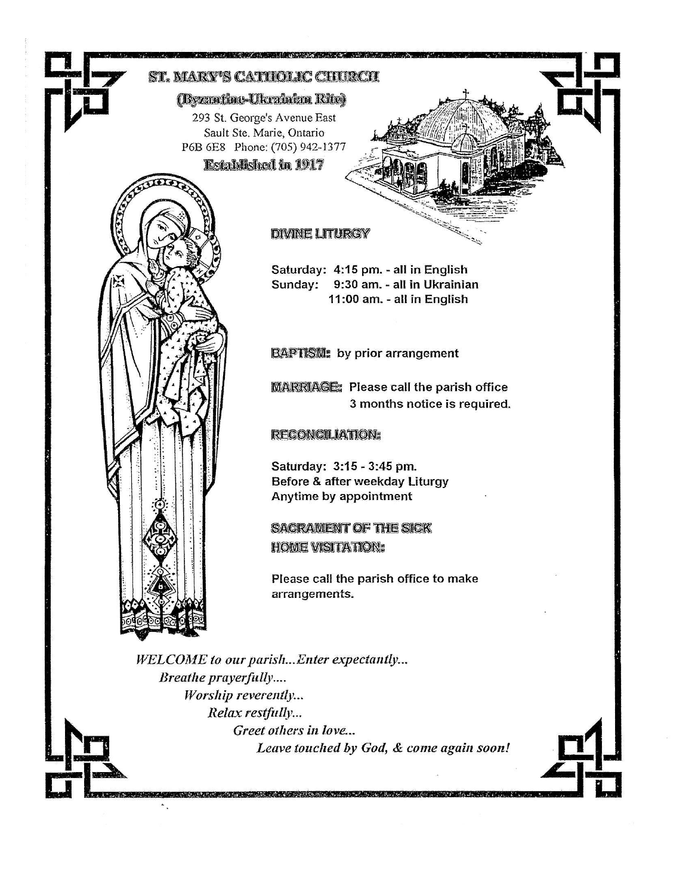# ST. MARY'S CATHOLIC CHURCH

## (Byzantine-Ukrainian Rite)

293 St. George's Avenue East
Sault Ste. Marie, Ontario
P6B 6E8 Phone: (705) 942-1377

**Established in 1917**

## DIVINE LITURGY

**Saturday: 4:15 pm. - all in English**
**Sunday: 9:30 am. - all in Ukrainian**
**11:00 am. - all in English**

**BAPTISM:** by prior arrangement

**MARRIAGE:** Please call the parish office
3 months notice is required.

## RECONCILIATION:

**Saturday: 3:15 - 3:45 pm.**
**Before & after weekday Liturgy**
**Anytime by appointment**

## SACRAMENT OF THE SICK HOME VISITATION:

Please call the parish office to make arrangements.

*WELCOME to our parish...Enter expectantly...*
*Breathe prayerfully....*
*Worship reverently...*
*Relax restfully...*
*Greet others in love...*
*Leave touched by God, & come again soon!*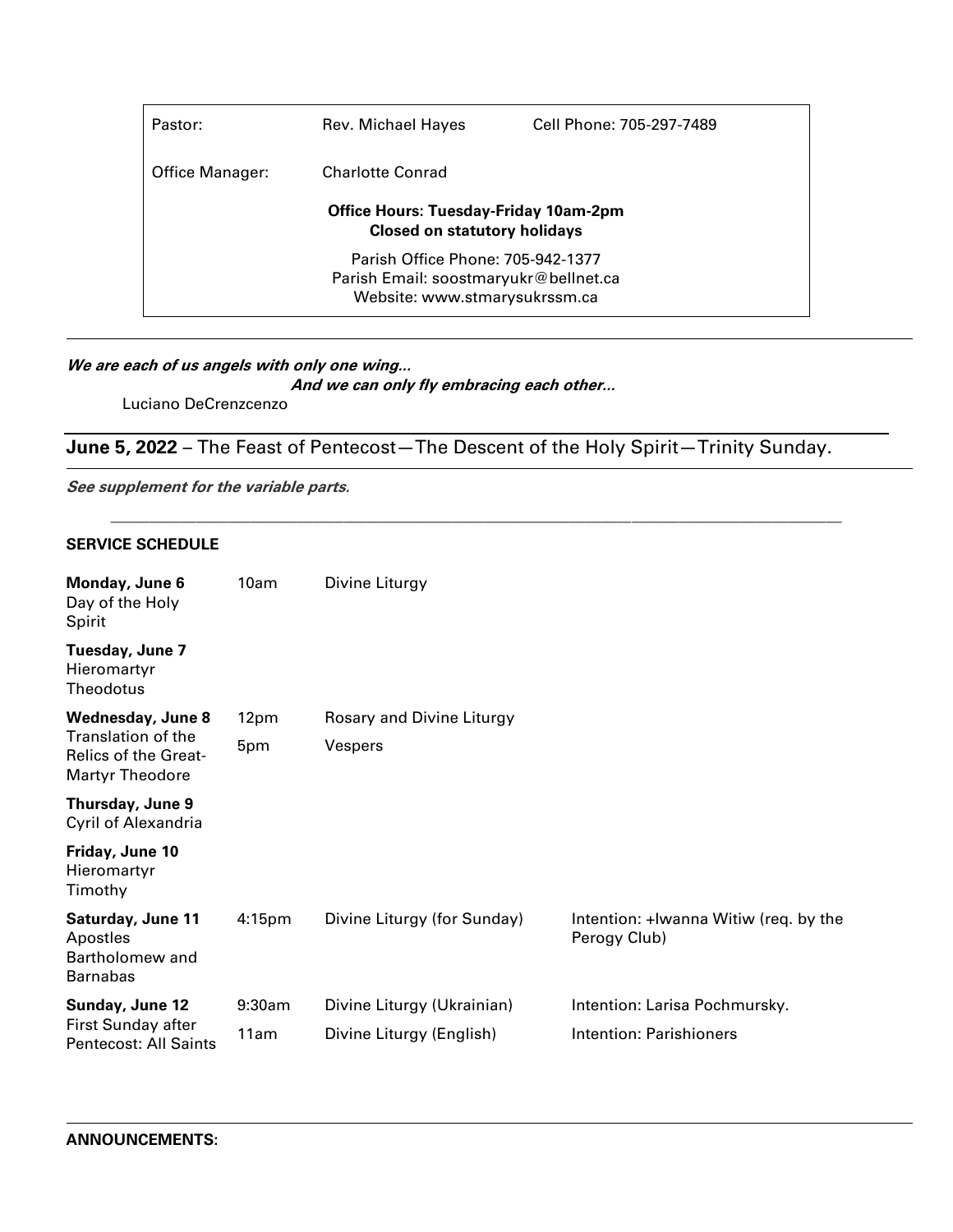| | | |
|---|---|---|
| Pastor: | Rev. Michael Hayes | Cell Phone: 705-297-7489 |
| Office Manager: | Charlotte Conrad | |

**Office Hours: Tuesday-Friday 10am-2pm**
**Closed on statutory holidays**

Parish Office Phone: 705-942-1377
Parish Email: soostmaryukr@bellnet.ca
Website: www.stmarysukrssm.ca

---

***We are each of us angels with only one wing...***
***And we can only fly embracing each other...***
Luciano DeCrenzcenzo

## **June 5, 2022** – The Feast of Pentecost—The Descent of the Holy Spirit—Trinity Sunday.

***See supplement for the variable parts.***

---

**SERVICE SCHEDULE**

| | | | |
|---|---|---|---|
| **Monday, June 6** Day of the Holy Spirit | 10am | Divine Liturgy | |
| **Tuesday, June 7** Hieromartyr Theodotus | | | |
| **Wednesday, June 8** Translation of the Relics of the Great-Martyr Theodore | 12pm<br>5pm | Rosary and Divine Liturgy<br>Vespers | |
| **Thursday, June 9** Cyril of Alexandria | | | |
| **Friday, June 10** Hieromartyr Timothy | | | |
| **Saturday, June 11** Apostles Bartholomew and Barnabas | 4:15pm | Divine Liturgy (for Sunday) | Intention: +Iwanna Witiw (req. by the Perogy Club) |
| **Sunday, June 12** First Sunday after Pentecost: All Saints | 9:30am<br>11am | Divine Liturgy (Ukrainian)<br>Divine Liturgy (English) | Intention: Larisa Pochmursky.<br>Intention: Parishioners |

---

**ANNOUNCEMENTS**: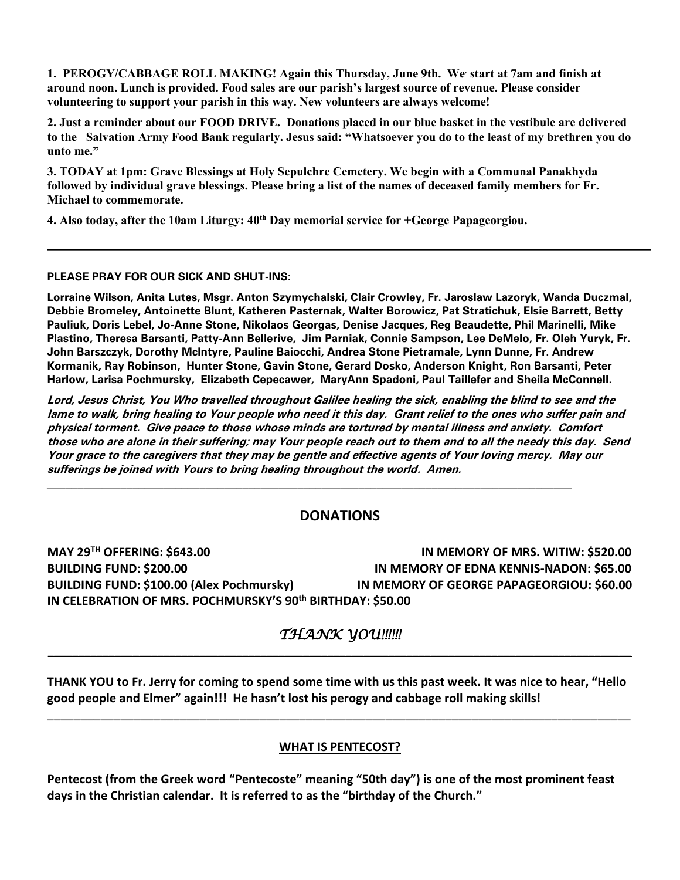**1. PEROGY/CABBAGE ROLL MAKING! Again this Thursday, June 9th. We start at 7am and finish at around noon. Lunch is provided. Food sales are our parish's largest source of revenue. Please consider volunteering to support your parish in this way. New volunteers are always welcome!**

**2. Just a reminder about our FOOD DRIVE. Donations placed in our blue basket in the vestibule are delivered to the Salvation Army Food Bank regularly. Jesus said: "Whatsoever you do to the least of my brethren you do unto me."**

**3. TODAY at 1pm: Grave Blessings at Holy Sepulchre Cemetery. We begin with a Communal Panakhyda followed by individual grave blessings. Please bring a list of the names of deceased family members for Fr. Michael to commemorate.**

**4. Also today, after the 10am Liturgy: 40th Day memorial service for +George Papageorgiou.**

---

**PLEASE PRAY FOR OUR SICK AND SHUT-INS:**

**Lorraine Wilson, Anita Lutes, Msgr. Anton Szymychalski, Clair Crowley, Fr. Jaroslaw Lazoryk, Wanda Duczmal, Debbie Bromeley, Antoinette Blunt, Katheren Pasternak, Walter Borowicz, Pat Stratichuk, Elsie Barrett, Betty Pauliuk, Doris Lebel, Jo-Anne Stone, Nikolaos Georgas, Denise Jacques, Reg Beaudette, Phil Marinelli, Mike Plastino, Theresa Barsanti, Patty-Ann Bellerive, Jim Parniak, Connie Sampson, Lee DeMelo, Fr. Oleh Yuryk, Fr. John Barszczyk, Dorothy McIntyre, Pauline Baiocchi, Andrea Stone Pietramale, Lynn Dunne, Fr. Andrew Kormanik, Ray Robinson, Hunter Stone, Gavin Stone, Gerard Dosko, Anderson Knight, Ron Barsanti, Peter Harlow, Larisa Pochmursky, Elizabeth Cepecawer, MaryAnn Spadoni, Paul Taillefer and Sheila McConnell.**

***Lord, Jesus Christ, You Who travelled throughout Galilee healing the sick, enabling the blind to see and the lame to walk, bring healing to Your people who need it this day. Grant relief to the ones who suffer pain and physical torment. Give peace to those whose minds are tortured by mental illness and anxiety. Comfort those who are alone in their suffering; may Your people reach out to them and to all the needy this day. Send Your grace to the caregivers that they may be gentle and effective agents of Your loving mercy. May our sufferings be joined with Yours to bring healing throughout the world. Amen.***

---

## DONATIONS

**MAY 29TH OFFERING: $643.00**
**BUILDING FUND: $200.00**
**BUILDING FUND: $100.00 (Alex Pochmursky)**
**IN MEMORY OF MRS. WITIW: $520.00**
**IN MEMORY OF EDNA KENNIS-NADON: $65.00**
**IN MEMORY OF GEORGE PAPAGEORGIOU: $60.00**
**IN CELEBRATION OF MRS. POCHMURSKY'S 90th BIRTHDAY: $50.00**

*THANK YOU!!!!!!*

---

**THANK YOU to Fr. Jerry for coming to spend some time with us this past week. It was nice to hear, "Hello good people and Elmer" again!!! He hasn't lost his perogy and cabbage roll making skills!**

---

## WHAT IS PENTECOST?

**Pentecost (from the Greek word "Pentecoste" meaning "50th day") is one of the most prominent feast days in the Christian calendar. It is referred to as the "birthday of the Church."**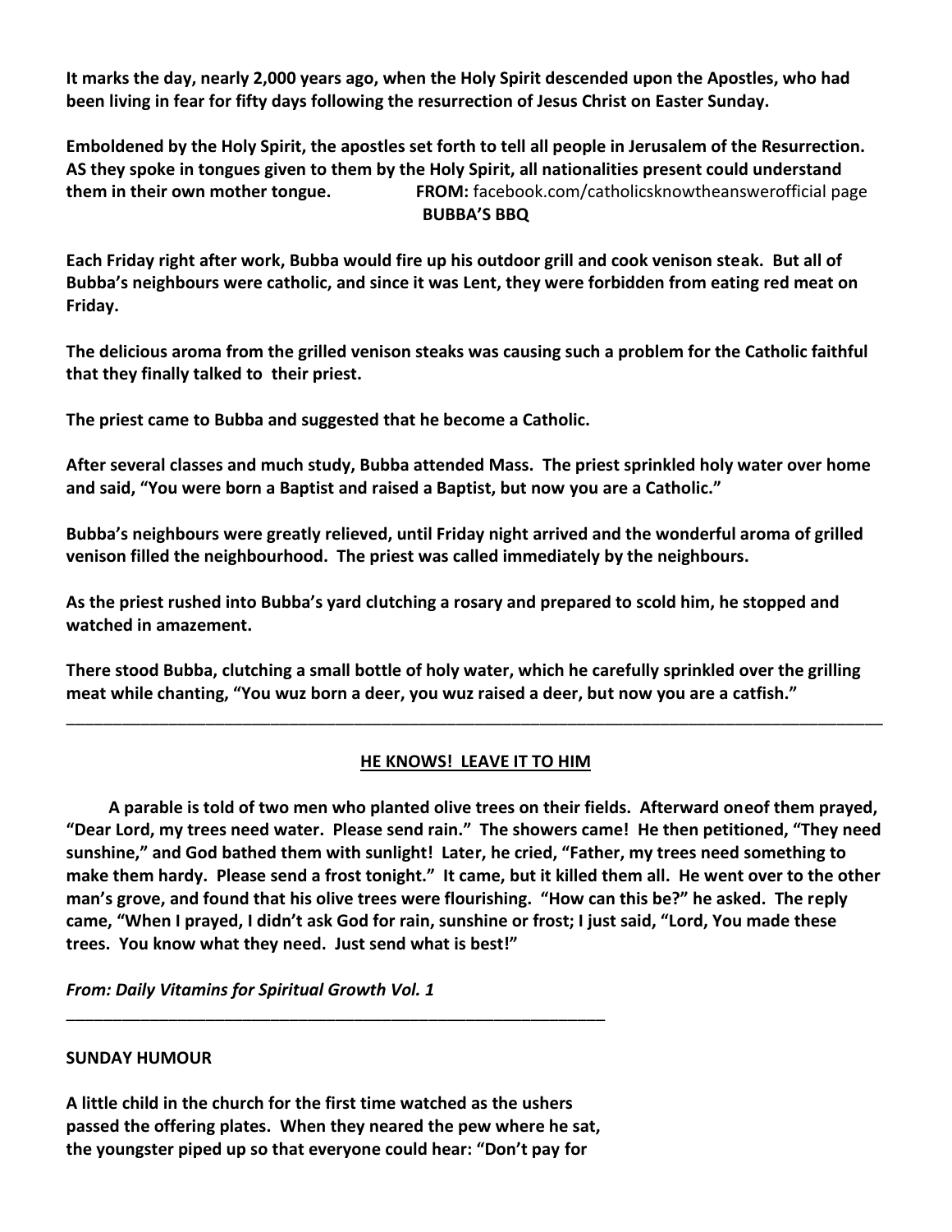**It marks the day, nearly 2,000 years ago, when the Holy Spirit descended upon the Apostles, who had been living in fear for fifty days following the resurrection of Jesus Christ on Easter Sunday.**

**Emboldened by the Holy Spirit, the apostles set forth to tell all people in Jerusalem of the Resurrection. AS they spoke in tongues given to them by the Holy Spirit, all nationalities present could understand them in their own mother tongue.** **FROM:** facebook.com/catholicsknowtheanswerofficial page

**BUBBA'S BBQ**

**Each Friday right after work, Bubba would fire up his outdoor grill and cook venison steak. But all of Bubba's neighbours were catholic, and since it was Lent, they were forbidden from eating red meat on Friday.**

**The delicious aroma from the grilled venison steaks was causing such a problem for the Catholic faithful that they finally talked to their priest.**

**The priest came to Bubba and suggested that he become a Catholic.**

**After several classes and much study, Bubba attended Mass. The priest sprinkled holy water over home and said, "You were born a Baptist and raised a Baptist, but now you are a Catholic."**

**Bubba's neighbours were greatly relieved, until Friday night arrived and the wonderful aroma of grilled venison filled the neighbourhood. The priest was called immediately by the neighbours.**

**As the priest rushed into Bubba's yard clutching a rosary and prepared to scold him, he stopped and watched in amazement.**

**There stood Bubba, clutching a small bottle of holy water, which he carefully sprinkled over the grilling meat while chanting, "You wuz born a deer, you wuz raised a deer, but now you are a catfish."**

---

**HE KNOWS! LEAVE IT TO HIM**

**A parable is told of two men who planted olive trees on their fields. Afterward oneof them prayed, "Dear Lord, my trees need water. Please send rain." The showers came! He then petitioned, "They need sunshine," and God bathed them with sunlight! Later, he cried, "Father, my trees need something to make them hardy. Please send a frost tonight." It came, but it killed them all. He went over to the other man's grove, and found that his olive trees were flourishing. "How can this be?" he asked. The reply came, "When I prayed, I didn't ask God for rain, sunshine or frost; I just said, "Lord, You made these trees. You know what they need. Just send what is best!"**

***From: Daily Vitamins for Spiritual Growth Vol. 1***

---

**SUNDAY HUMOUR**

**A little child in the church for the first time watched as the ushers passed the offering plates. When they neared the pew where he sat, the youngster piped up so that everyone could hear: "Don't pay for**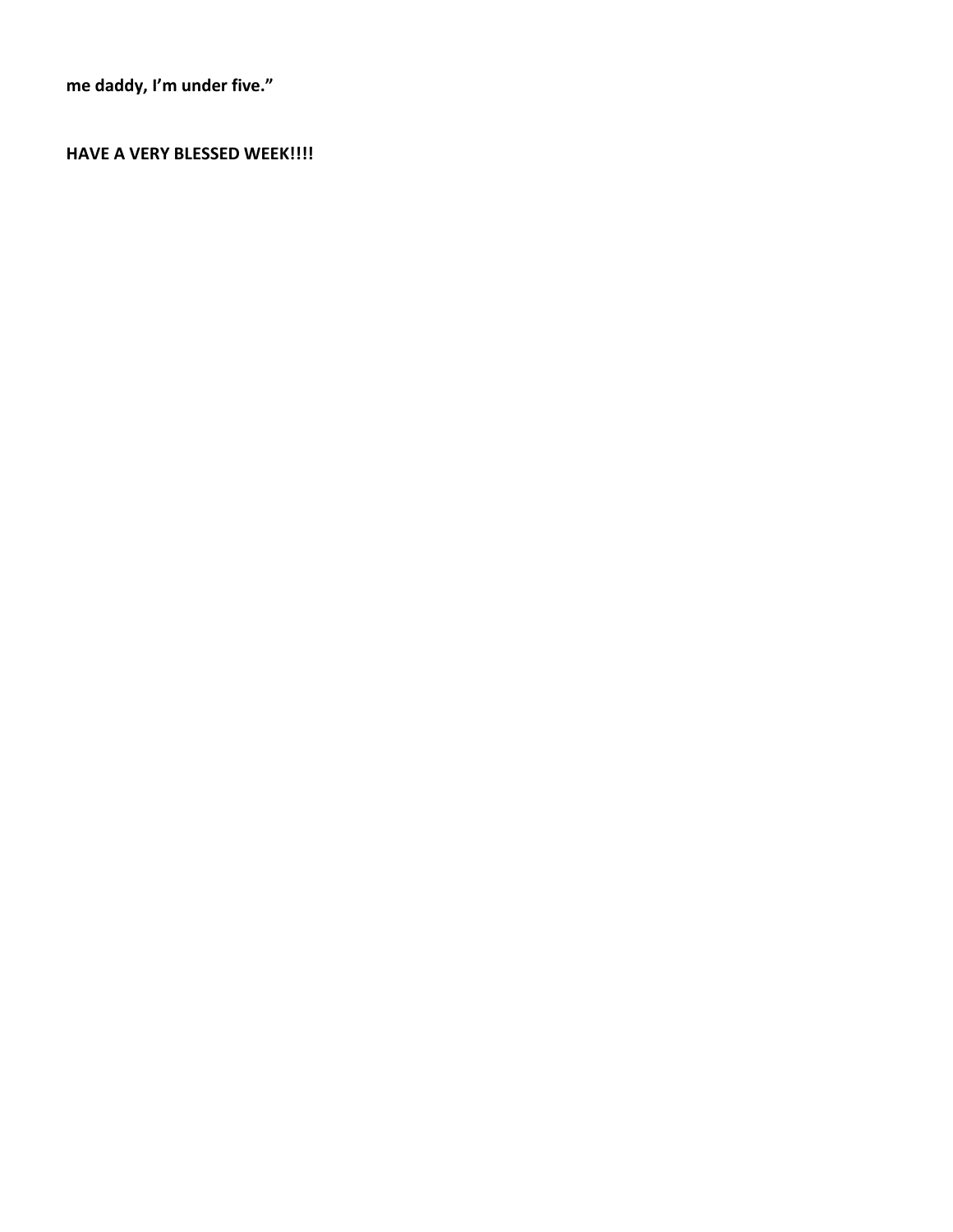**me daddy, I'm under five."**

**HAVE A VERY BLESSED WEEK!!!!**